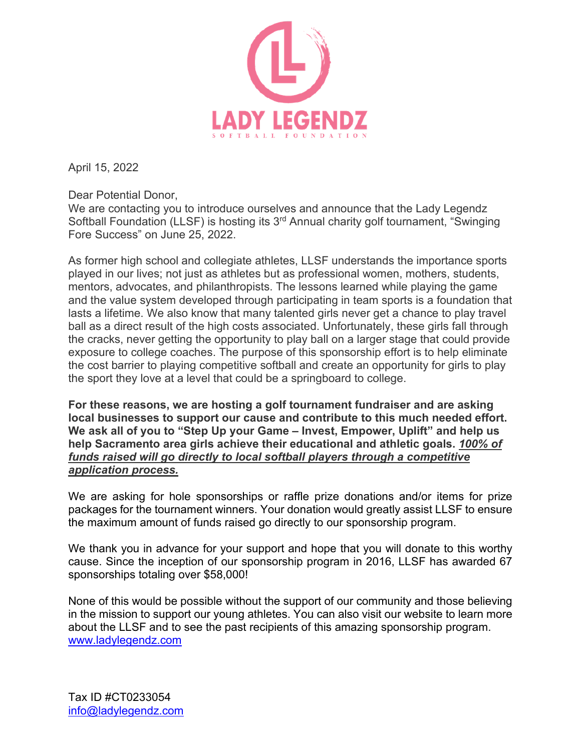# LADY LEGENDZ

SOFTBALL FOUNDATION

April 15, 2022

Dear Potential Donor,
We are contacting you to introduce ourselves and announce that the Lady Legendz Softball Foundation (LLSF) is hosting its 3rd Annual charity golf tournament, "Swinging Fore Success" on June 25, 2022.

As former high school and collegiate athletes, LLSF understands the importance sports played in our lives; not just as athletes but as professional women, mothers, students, mentors, advocates, and philanthropists. The lessons learned while playing the game and the value system developed through participating in team sports is a foundation that lasts a lifetime. We also know that many talented girls never get a chance to play travel ball as a direct result of the high costs associated. Unfortunately, these girls fall through the cracks, never getting the opportunity to play ball on a larger stage that could provide exposure to college coaches. The purpose of this sponsorship effort is to help eliminate the cost barrier to playing competitive softball and create an opportunity for girls to play the sport they love at a level that could be a springboard to college.

**For these reasons, we are hosting a golf tournament fundraiser and are asking local businesses to support our cause and contribute to this much needed effort. We ask all of you to "Step Up your Game – Invest, Empower, Uplift" and help us help Sacramento area girls achieve their educational and athletic goals. *<u>100% of funds raised will go directly to local softball players through a competitive application process.</u>***

We are asking for hole sponsorships or raffle prize donations and/or items for prize packages for the tournament winners. Your donation would greatly assist LLSF to ensure the maximum amount of funds raised go directly to our sponsorship program.

We thank you in advance for your support and hope that you will donate to this worthy cause. Since the inception of our sponsorship program in 2016, LLSF has awarded 67 sponsorships totaling over $58,000!

None of this would be possible without the support of our community and those believing in the mission to support our young athletes. You can also visit our website to learn more about the LLSF and to see the past recipients of this amazing sponsorship program.
[www.ladylegendz.com](http://www.ladylegendz.com)

Tax ID #CT0233054
[info@ladylegendz.com](mailto:info@ladylegendz.com)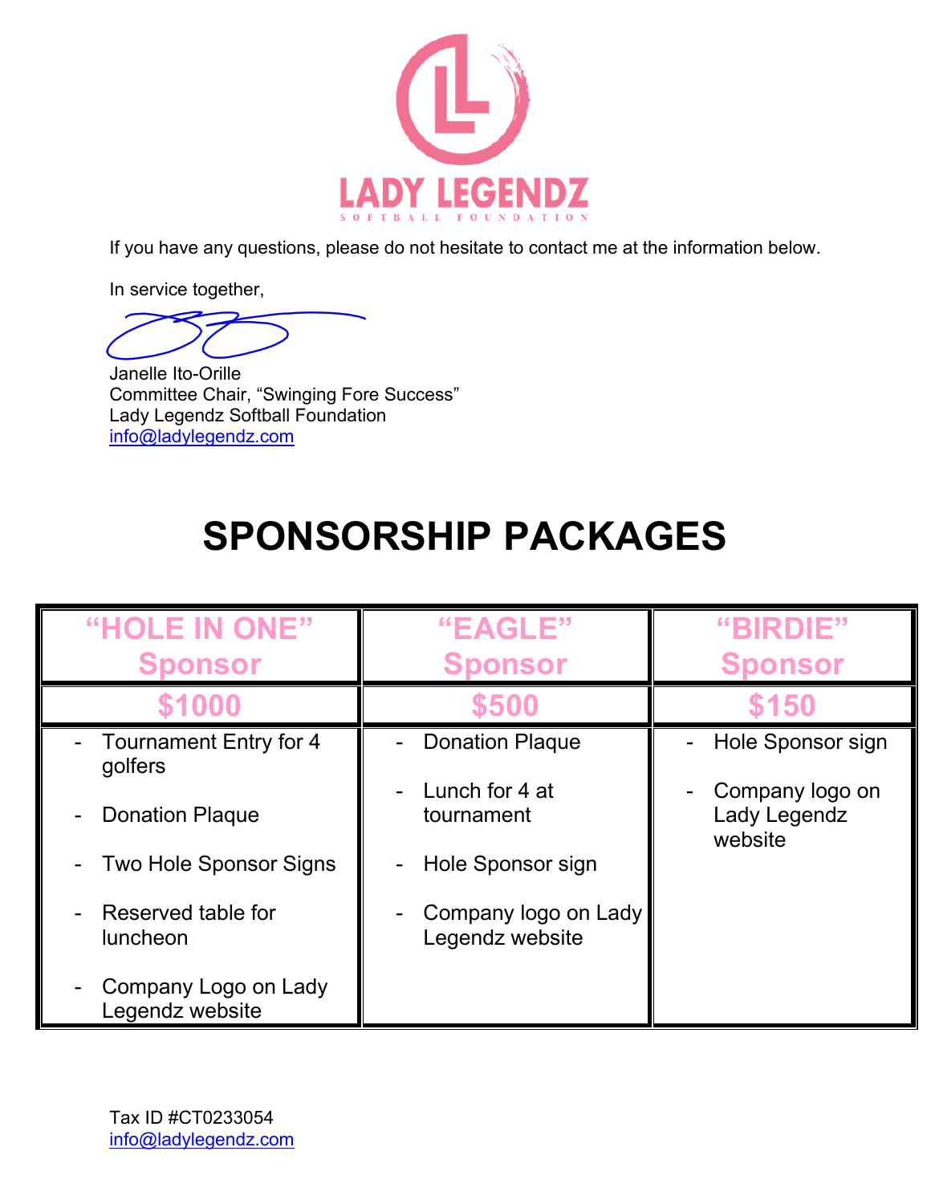LADY LEGENDZ
SOFTBALL FOUNDATION

If you have any questions, please do not hesitate to contact me at the information below.

In service together,

Janelle Ito-Orille
Committee Chair, "Swinging Fore Success"
Lady Legendz Softball Foundation
info@ladylegendz.com

# SPONSORSHIP PACKAGES

| "HOLE IN ONE" Sponsor | "EAGLE" Sponsor | "BIRDIE" Sponsor |
|---|---|---|
| **$1000** | **$500** | **$150** |
| - Tournament Entry for 4 golfers<br>- Donation Plaque<br>- Two Hole Sponsor Signs<br>- Reserved table for luncheon<br>- Company Logo on Lady Legendz website | - Donation Plaque<br>- Lunch for 4 at tournament<br>- Hole Sponsor sign<br>- Company logo on Lady Legendz website | - Hole Sponsor sign<br>- Company logo on Lady Legendz website |

Tax ID #CT0233054
info@ladylegendz.com